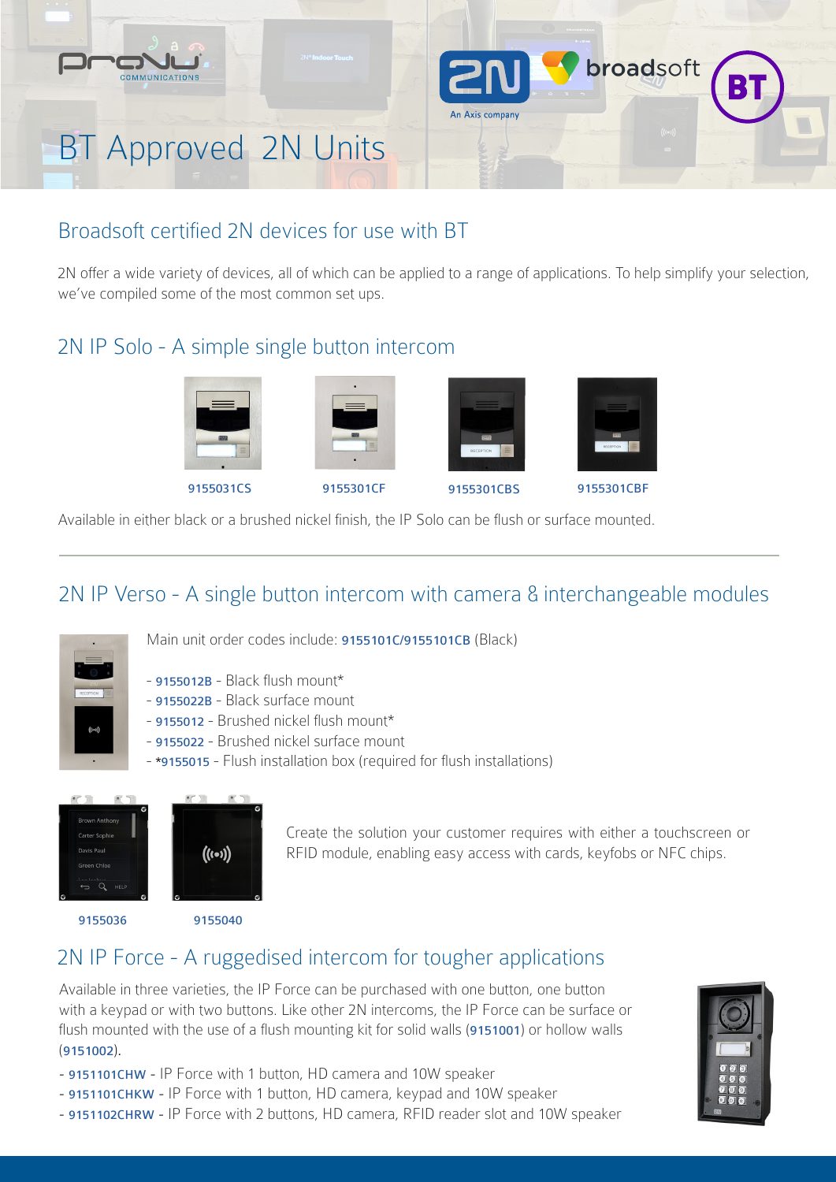# BT Approved 2N Units

## Broadsoft certified 2N devices for use with BT

2N offer a wide variety of devices, all of which can be applied to a range of applications. To help simplify your selection, we've compiled some of the most common set ups.

## 2N IP Solo - A simple single button intercom

9155031CS

9155301CF

9155301CBS

9155301CBF

Available in either black or a brushed nickel finish, the IP Solo can be flush or surface mounted.

---

## 2N IP Verso - A single button intercom with camera & interchangeable modules

Main unit order codes include: 9155101C/9155101CB (Black)

- 9155012B - Black flush mount*
- 9155022B - Black surface mount
- 9155012 - Brushed nickel flush mount*
- 9155022 - Brushed nickel surface mount
- *9155015 - Flush installation box (required for flush installations)

9155036

9155040

Create the solution your customer requires with either a touchscreen or RFID module, enabling easy access with cards, keyfobs or NFC chips.

## 2N IP Force - A ruggedised intercom for tougher applications

Available in three varieties, the IP Force can be purchased with one button, one button with a keypad or with two buttons. Like other 2N intercoms, the IP Force can be surface or flush mounted with the use of a flush mounting kit for solid walls (9151001) or hollow walls (9151002).

- 9151101CHW - IP Force with 1 button, HD camera and 10W speaker
- 9151101CHKW - IP Force with 1 button, HD camera, keypad and 10W speaker
- 9151102CHRW - IP Force with 2 buttons, HD camera, RFID reader slot and 10W speaker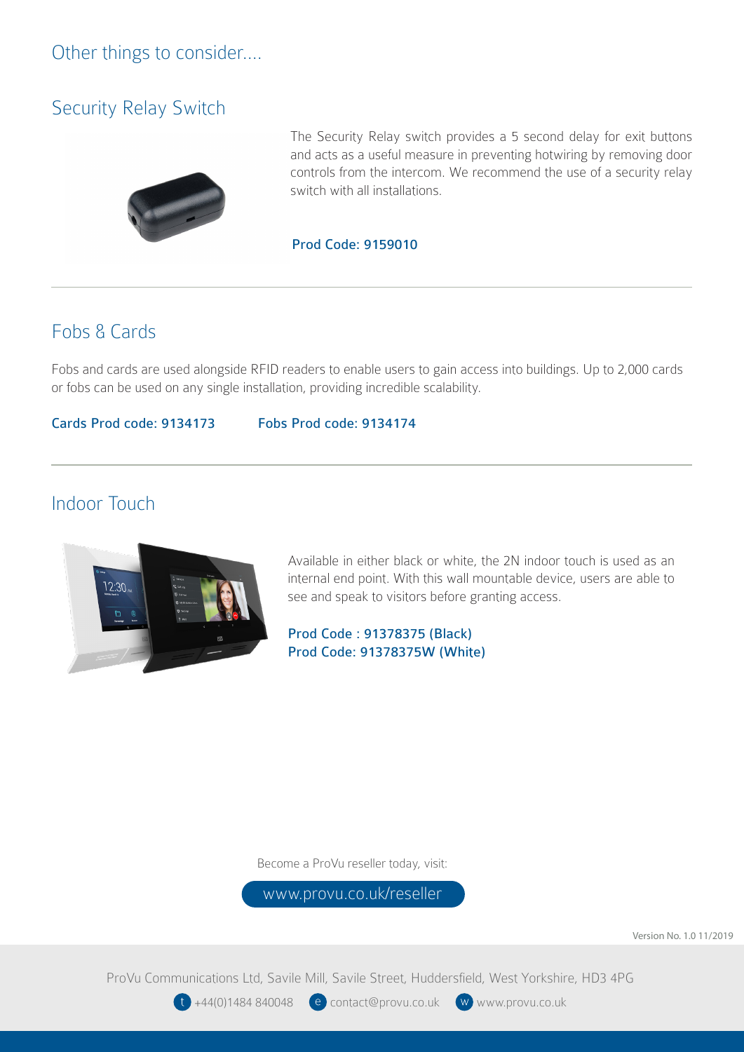# Other things to consider....

## Security Relay Switch

The Security Relay switch provides a 5 second delay for exit buttons and acts as a useful measure in preventing hotwiring by removing door controls from the intercom. We recommend the use of a security relay switch with all installations.

**Prod Code: 9159010**

## Fobs & Cards

Fobs and cards are used alongside RFID readers to enable users to gain access into buildings. Up to 2,000 cards or fobs can be used on any single installation, providing incredible scalability.

**Cards Prod code: 9134173** **Fobs Prod code: 9134174**

## Indoor Touch

Available in either black or white, the 2N indoor touch is used as an internal end point. With this wall mountable device, users are able to see and speak to visitors before granting access.

**Prod Code : 91378375 (Black)**
**Prod Code: 91378375W (White)**

Become a ProVu reseller today, visit:

www.provu.co.uk/reseller

Version No. 1.0 11/2019

ProVu Communications Ltd, Savile Mill, Savile Street, Huddersfield, West Yorkshire, HD3 4PG

t +44(0)1484 840048 e contact@provu.co.uk w www.provu.co.uk